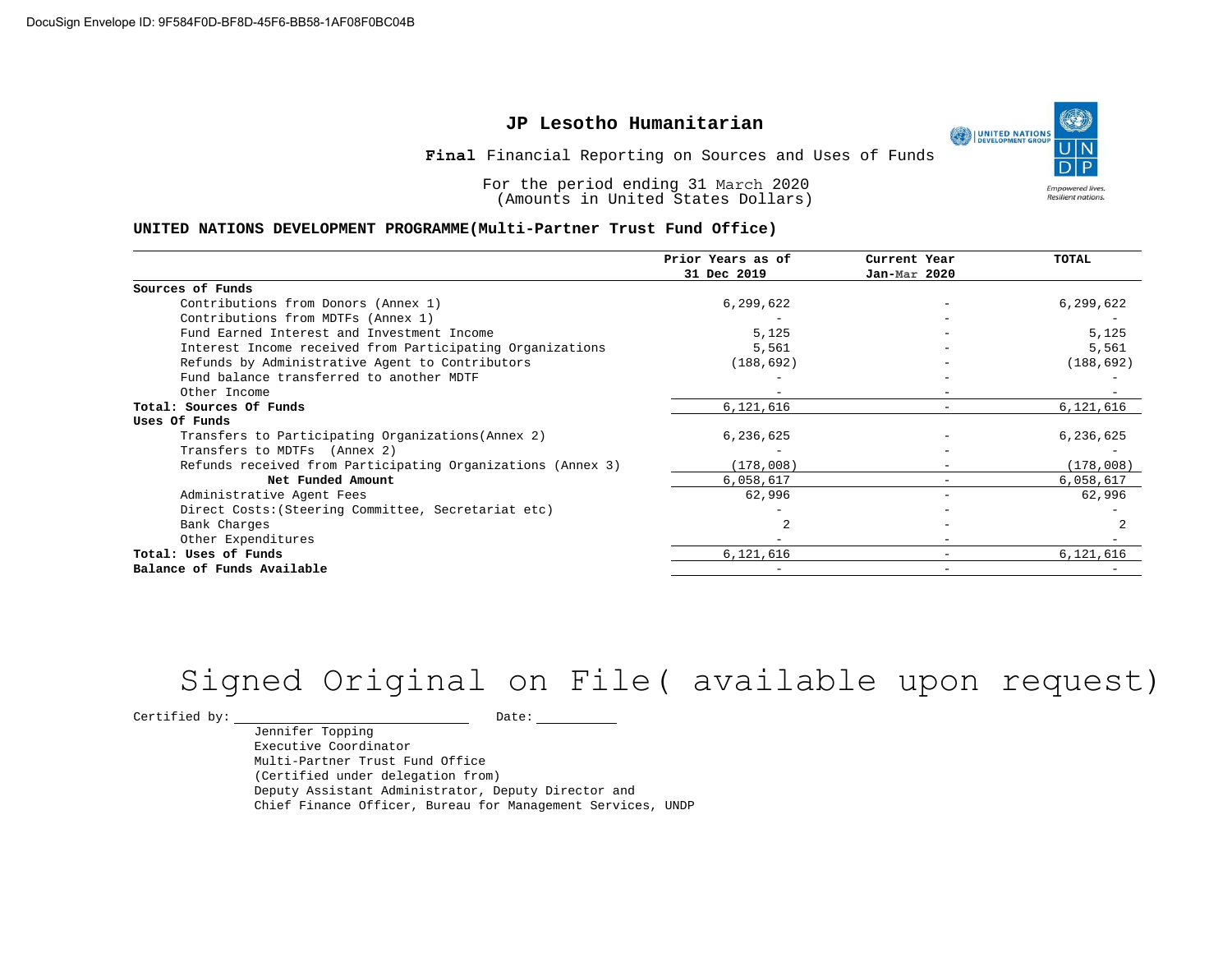DocuSign Envelope ID: 9F584F0D-BF8D-45F6-BB58-1AF08F0BC04B

# JP Lesotho Humanitarian

**Final** Financial Reporting on Sources and Uses of Funds

For the period ending 31 March 2020
(Amounts in United States Dollars)

## UNITED NATIONS DEVELOPMENT PROGRAMME(Multi-Partner Trust Fund Office)

| | Prior Years as of 31 Dec 2019 | Current Year Jan-Mar 2020 | TOTAL |
|---|---|---|---|
| **Sources of Funds** | | | |
| Contributions from Donors (Annex 1) | 6,299,622 | - | 6,299,622 |
| Contributions from MDTFs (Annex 1) | - | - | - |
| Fund Earned Interest and Investment Income | 5,125 | - | 5,125 |
| Interest Income received from Participating Organizations | 5,561 | - | 5,561 |
| Refunds by Administrative Agent to Contributors | (188,692) | - | (188,692) |
| Fund balance transferred to another MDTF | - | - | - |
| Other Income | - | - | - |
| **Total: Sources Of Funds** | 6,121,616 | - | 6,121,616 |
| **Uses Of Funds** | | | |
| Transfers to Participating Organizations(Annex 2) | 6,236,625 | - | 6,236,625 |
| Transfers to MDTFs (Annex 2) | - | - | - |
| Refunds received from Participating Organizations (Annex 3) | (178,008) | - | (178,008) |
| **Net Funded Amount** | 6,058,617 | - | 6,058,617 |
| Administrative Agent Fees | 62,996 | - | 62,996 |
| Direct Costs:(Steering Committee, Secretariat etc) | - | - | - |
| Bank Charges | 2 | - | 2 |
| Other Expenditures | - | - | - |
| **Total: Uses of Funds** | 6,121,616 | - | 6,121,616 |
| **Balance of Funds Available** | - | - | - |

Signed Original on File( available upon request)

Certified by: ______________________ Date: __________

Jennifer Topping
Executive Coordinator
Multi-Partner Trust Fund Office
(Certified under delegation from)
Deputy Assistant Administrator, Deputy Director and
Chief Finance Officer, Bureau for Management Services, UNDP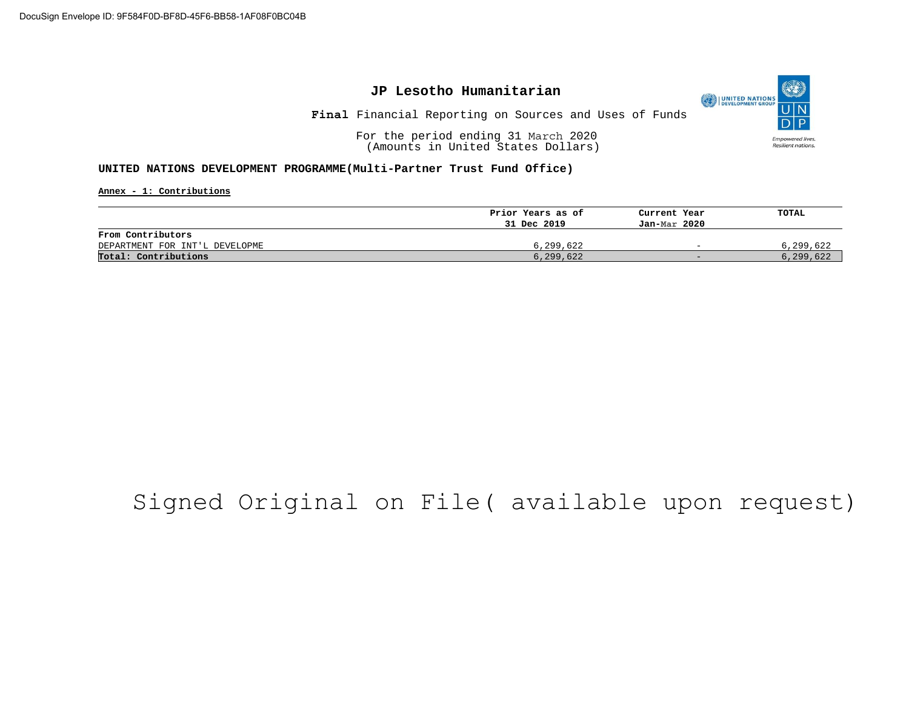DocuSign Envelope ID: 9F584F0D-BF8D-45F6-BB58-1AF08F0BC04B

# JP Lesotho Humanitarian

**Final** Financial Reporting on Sources and Uses of Funds

For the period ending 31 March 2020
(Amounts in United States Dollars)

**UNITED NATIONS DEVELOPMENT PROGRAMME(Multi-Partner Trust Fund Office)**

**Annex - 1: Contributions**

| | Prior Years as of 31 Dec 2019 | Current Year Jan-Mar 2020 | TOTAL |
|---|---|---|---|
| **From Contributors** | | | |
| DEPARTMENT FOR INT'L DEVELOPME | 6,299,622 | - | 6,299,622 |
| **Total: Contributions** | 6,299,622 | - | 6,299,622 |

Signed Original on File( available upon request)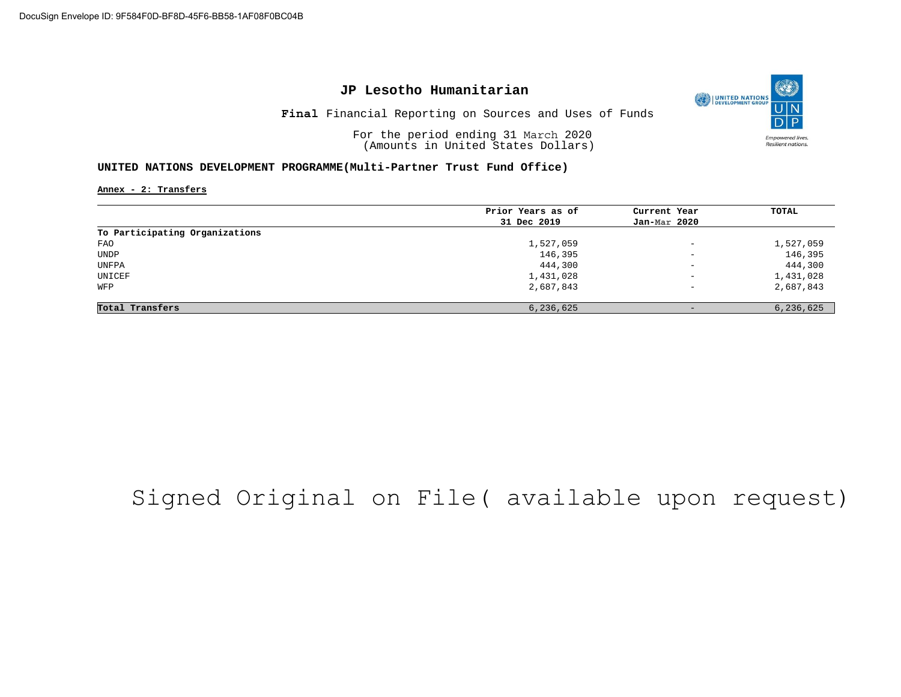DocuSign Envelope ID: 9F584F0D-BF8D-45F6-BB58-1AF08F0BC04B

# JP Lesotho Humanitarian

**Final** Financial Reporting on Sources and Uses of Funds

For the period ending 31 March 2020
(Amounts in United States Dollars)

## UNITED NATIONS DEVELOPMENT PROGRAMME(Multi-Partner Trust Fund Office)

**Annex - 2: Transfers**

| | Prior Years as of 31 Dec 2019 | Current Year Jan-Mar 2020 | TOTAL |
|---|---|---|---|
| **To Participating Organizations** | | | |
| FAO | 1,527,059 | - | 1,527,059 |
| UNDP | 146,395 | - | 146,395 |
| UNFPA | 444,300 | - | 444,300 |
| UNICEF | 1,431,028 | - | 1,431,028 |
| WFP | 2,687,843 | - | 2,687,843 |
| **Total Transfers** | 6,236,625 | - | 6,236,625 |

Signed Original on File( available upon request)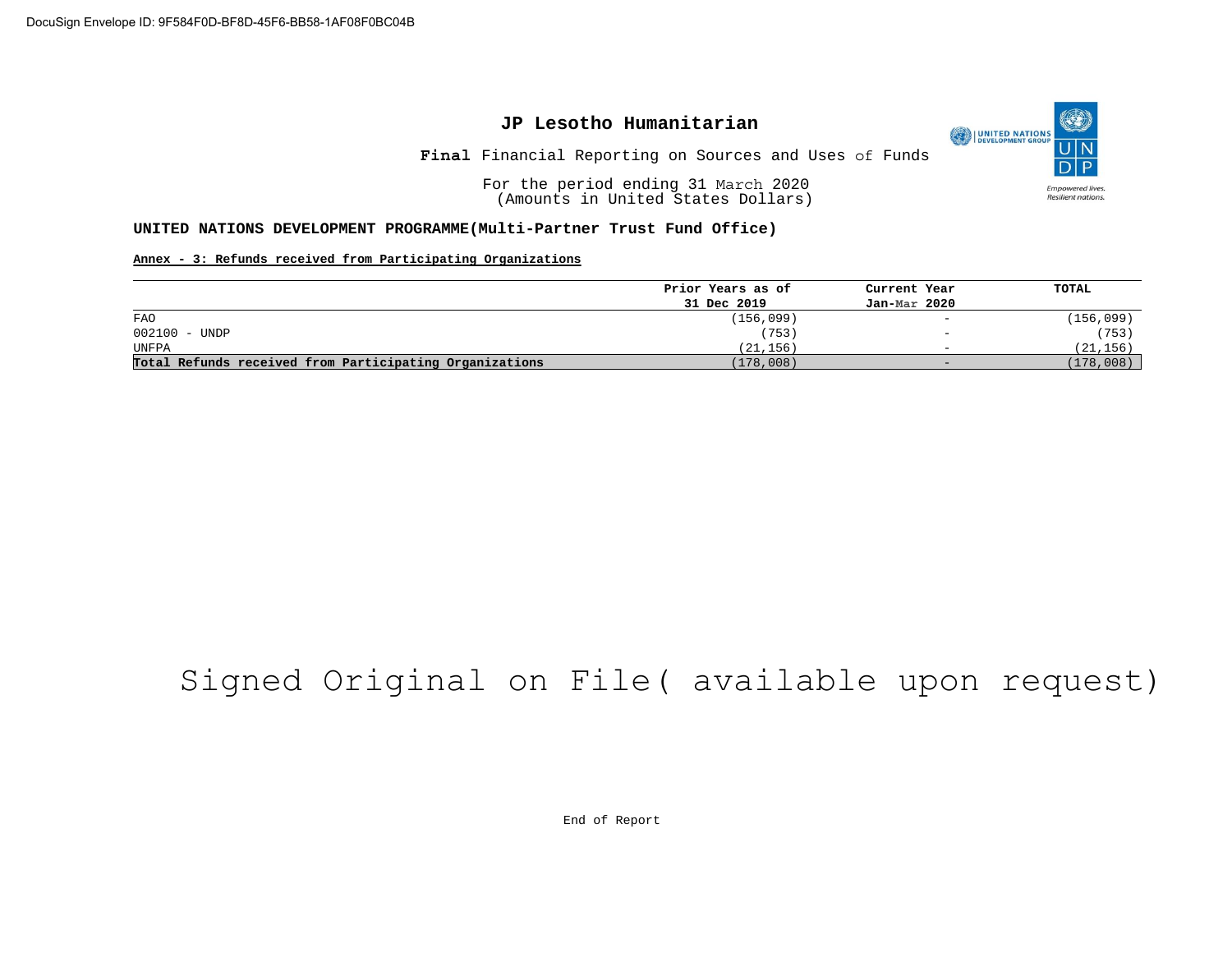DocuSign Envelope ID: 9F584F0D-BF8D-45F6-BB58-1AF08F0BC04B

# JP Lesotho Humanitarian

**Final** Financial Reporting on Sources and Uses of Funds

For the period ending 31 March 2020
(Amounts in United States Dollars)

**UNITED NATIONS DEVELOPMENT PROGRAMME(Multi-Partner Trust Fund Office)**

**Annex - 3: Refunds received from Participating Organizations**

| | Prior Years as of 31 Dec 2019 | Current Year Jan-Mar 2020 | TOTAL |
|---|---|---|---|
| FAO | (156,099) | - | (156,099) |
| 002100 - UNDP | (753) | - | (753) |
| UNFPA | (21,156) | - | (21,156) |
| **Total Refunds received from Participating Organizations** | (178,008) | - | (178,008) |

Signed Original on File( available upon request)

End of Report